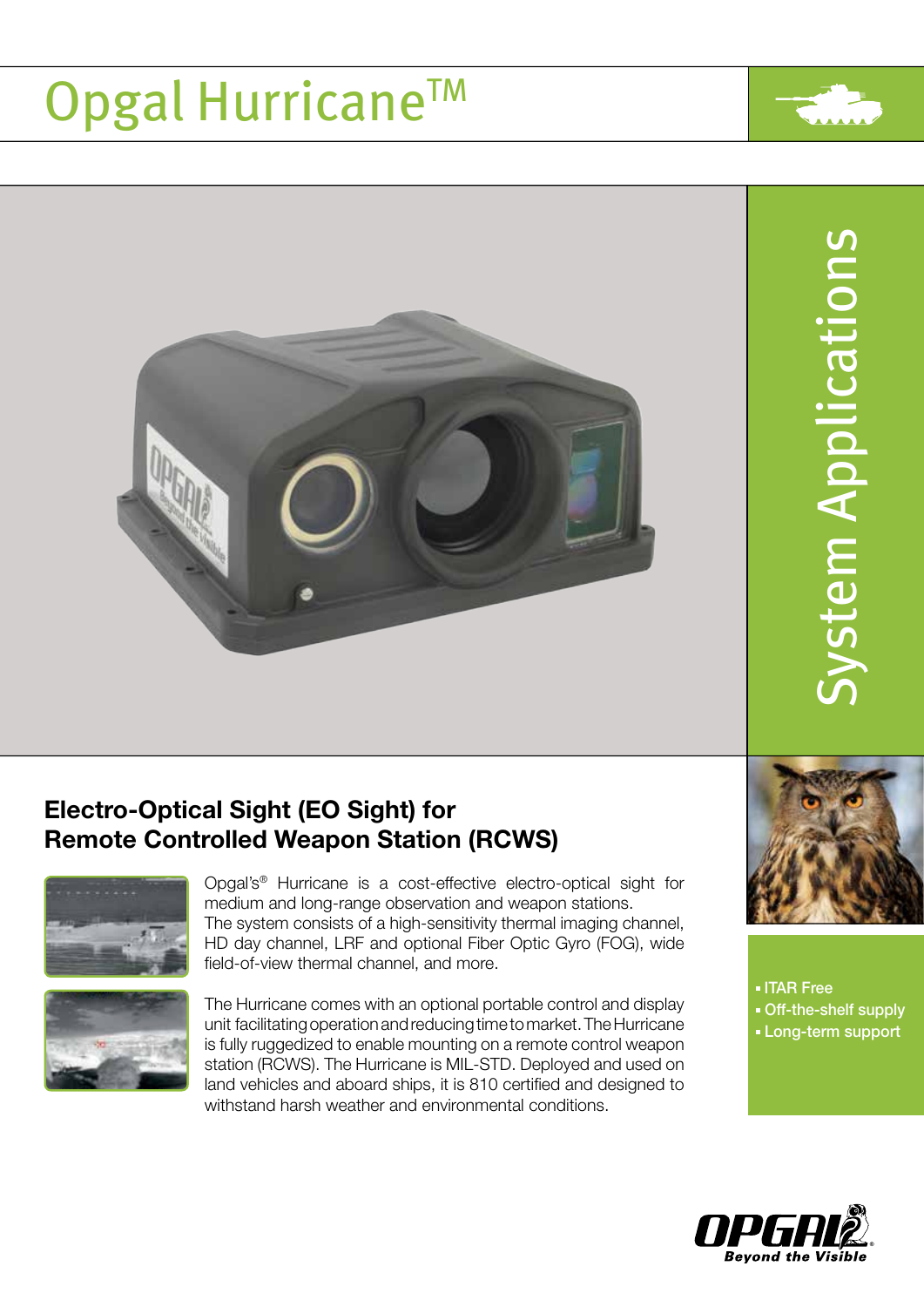# Opgal Hurricane™

System Applications

## Electro-Optical Sight (EO Sight) for Remote Controlled Weapon Station (RCWS)

Opgal's® Hurricane is a cost-effective electro-optical sight for medium and long-range observation and weapon stations. The system consists of a high-sensitivity thermal imaging channel, HD day channel, LRF and optional Fiber Optic Gyro (FOG), wide field-of-view thermal channel, and more.

The Hurricane comes with an optional portable control and display unit facilitating operation and reducing time to market. The Hurricane is fully ruggedized to enable mounting on a remote control weapon station (RCWS). The Hurricane is MIL-STD. Deployed and used on land vehicles and aboard ships, it is 810 certified and designed to withstand harsh weather and environmental conditions.

- ITAR Free
- Off-the-shelf supply
- Long-term support

OPGAL Beyond the Visible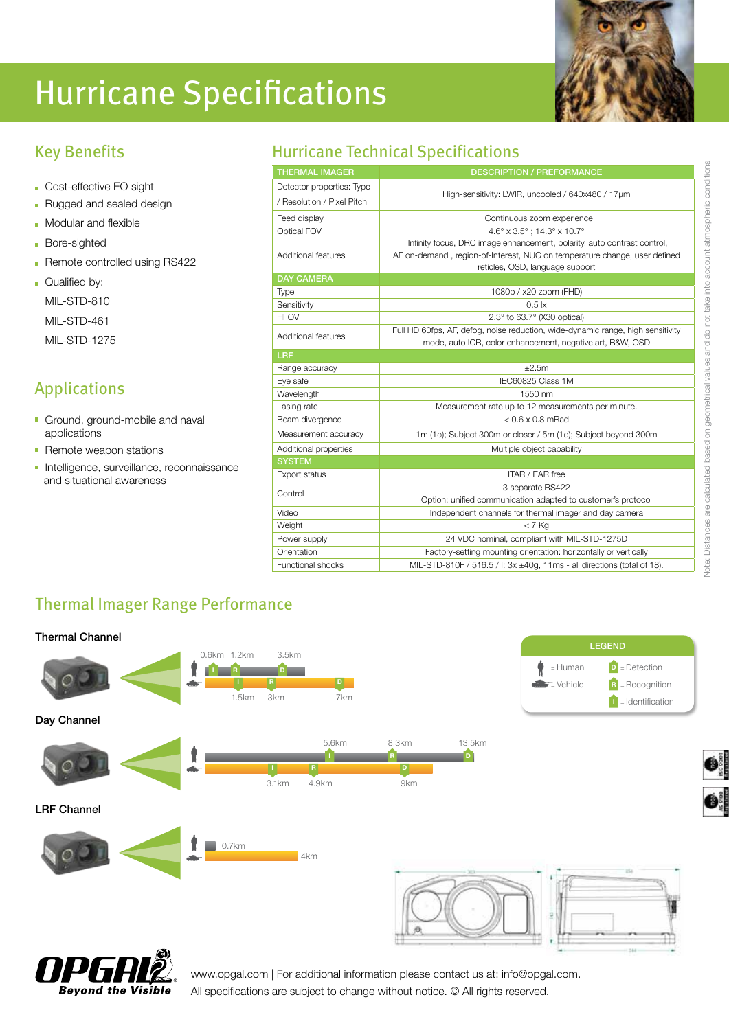# Hurricane Specifications

## Key Benefits

- Cost-effective EO sight
- Rugged and sealed design
- Modular and flexible
- Bore-sighted
- Remote controlled using RS422
- Qualified by:
  MIL-STD-810
  MIL-STD-461
  MIL-STD-1275

## Applications

- Ground, ground-mobile and naval applications
- Remote weapon stations
- Intelligence, surveillance, reconnaissance and situational awareness

## Hurricane Technical Specifications

| THERMAL IMAGER | DESCRIPTION / PREFORMANCE |
|---|---|
| Detector properties: Type / Resolution / Pixel Pitch | High-sensitivity: LWIR, uncooled / 640x480 / 17µm |
| Feed display | Continuous zoom experience |
| Optical FOV | 4.6° x 3.5° ; 14.3° x 10.7° |
| Additional features | Infinity focus, DRC image enhancement, polarity, auto contrast control, AF on-demand , region-of-Interest, NUC on temperature change, user defined reticles, OSD, language support |
| **DAY CAMERA** | |
| Type | 1080p / x20 zoom (FHD) |
| Sensitivity | 0.5 lx |
| HFOV | 2.3° to 63.7° (X30 optical) |
| Additional features | Full HD 60fps, AF, defog, noise reduction, wide-dynamic range, high sensitivity mode, auto ICR, color enhancement, negative art, B&W, OSD |
| **LRF** | |
| Range accuracy | ±2.5m |
| Eye safe | IEC60825 Class 1M |
| Wavelength | 1550 nm |
| Lasing rate | Measurement rate up to 12 measurements per minute. |
| Beam divergence | < 0.6 x 0.8 mRad |
| Measurement accuracy | 1m (1σ); Subject 300m or closer / 5m (1σ); Subject beyond 300m |
| Additional properties | Multiple object capability |
| **SYSTEM** | |
| Export status | ITAR / EAR free |
| Control | 3 separate RS422<br>Option: unified communication adapted to customer's protocol |
| Video | Independent channels for thermal imager and day camera |
| Weight | < 7 Kg |
| Power supply | 24 VDC nominal, compliant with MIL-STD-1275D |
| Orientation | Factory-setting mounting orientation: horizontally or vertically |
| Functional shocks | MIL-STD-810F / 516.5 / I: 3x ±40g, 11ms - all directions (total of 18). |

Note: Distances are calculated based on geometrical values and do not take into account atmospheric conditions

## Thermal Imager Range Performance

**Thermal Channel**

0.6km 1.2km 3.5km

I R D

I R D

1.5km 3km 7km

**Day Channel**

5.6km 8.3km 13.5km

I R D

I R D

3.1km 4.9km 9km

**LRF Channel**

0.7km

4km

LEGEND

= Human
= Vehicle
D = Detection
R = Recognition
I = Identification

OPGAL Beyond the Visible

www.opgal.com | For additional information please contact us at: info@opgal.com.
All specifications are subject to change without notice. © All rights reserved.